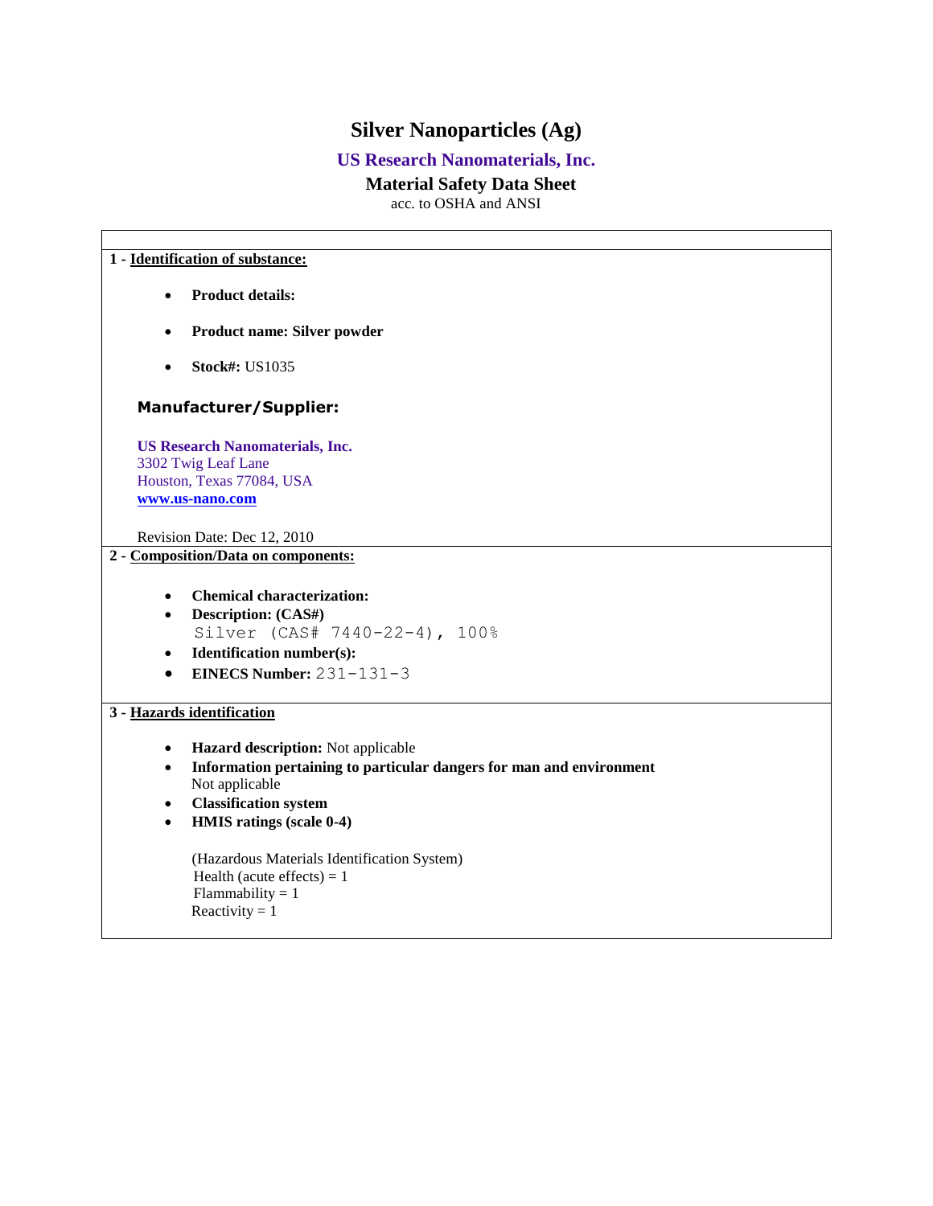# Silver Nanoparticles (Ag)

**US Research Nanomaterials, Inc.**

**Material Safety Data Sheet**

acc. to OSHA and ANSI

## 1 - Identification of substance:

- **Product details:**
- **Product name: Silver powder**
- **Stock#:** US1035

### Manufacturer/Supplier:

**US Research Nanomaterials, Inc.**
3302 Twig Leaf Lane
Houston, Texas 77084, USA
**www.us-nano.com**

Revision Date: Dec 12, 2010

## 2 - Composition/Data on components:

- **Chemical characterization:**
- **Description: (CAS#)**
  Silver (CAS# 7440-22-4), 100%
- **Identification number(s):**
- **EINECS Number:** 231-131-3

## 3 - Hazards identification

- **Hazard description:** Not applicable
- **Information pertaining to particular dangers for man and environment**
  Not applicable
- **Classification system**
- **HMIS ratings (scale 0-4)**

  (Hazardous Materials Identification System)
  Health (acute effects) = 1
  Flammability = 1
  Reactivity = 1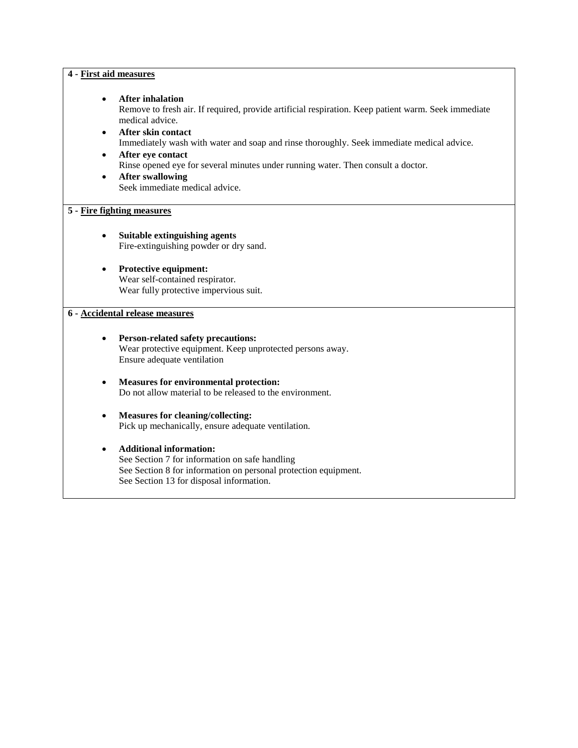## 4 - First aid measures

- **After inhalation**
  Remove to fresh air. If required, provide artificial respiration. Keep patient warm. Seek immediate medical advice.
- **After skin contact**
  Immediately wash with water and soap and rinse thoroughly. Seek immediate medical advice.
- **After eye contact**
  Rinse opened eye for several minutes under running water. Then consult a doctor.
- **After swallowing**
  Seek immediate medical advice.

## 5 - Fire fighting measures

- **Suitable extinguishing agents**
  Fire-extinguishing powder or dry sand.

- **Protective equipment:**
  Wear self-contained respirator.
  Wear fully protective impervious suit.

## 6 - Accidental release measures

- **Person-related safety precautions:**
  Wear protective equipment. Keep unprotected persons away.
  Ensure adequate ventilation

- **Measures for environmental protection:**
  Do not allow material to be released to the environment.

- **Measures for cleaning/collecting:**
  Pick up mechanically, ensure adequate ventilation.

- **Additional information:**
  See Section 7 for information on safe handling
  See Section 8 for information on personal protection equipment.
  See Section 13 for disposal information.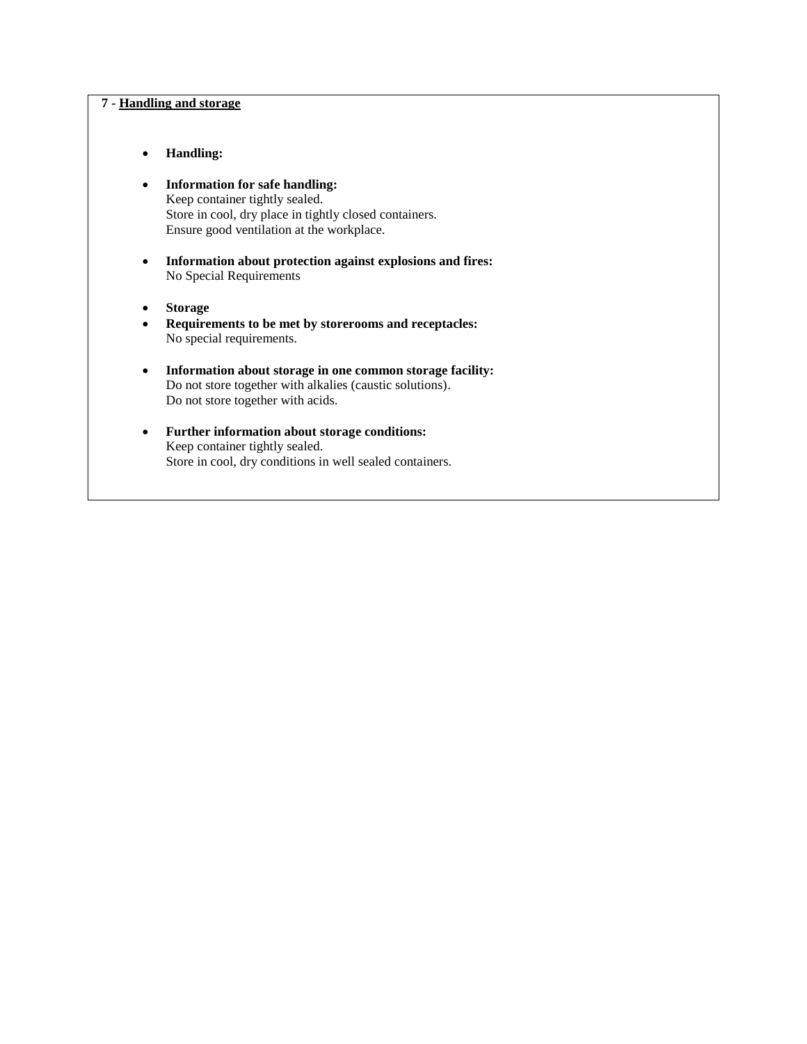## 7 - Handling and storage

- **Handling:**

- **Information for safe handling:**
  Keep container tightly sealed.
  Store in cool, dry place in tightly closed containers.
  Ensure good ventilation at the workplace.

- **Information about protection against explosions and fires:**
  No Special Requirements

- **Storage**
- **Requirements to be met by storerooms and receptacles:**
  No special requirements.

- **Information about storage in one common storage facility:**
  Do not store together with alkalies (caustic solutions).
  Do not store together with acids.

- **Further information about storage conditions:**
  Keep container tightly sealed.
  Store in cool, dry conditions in well sealed containers.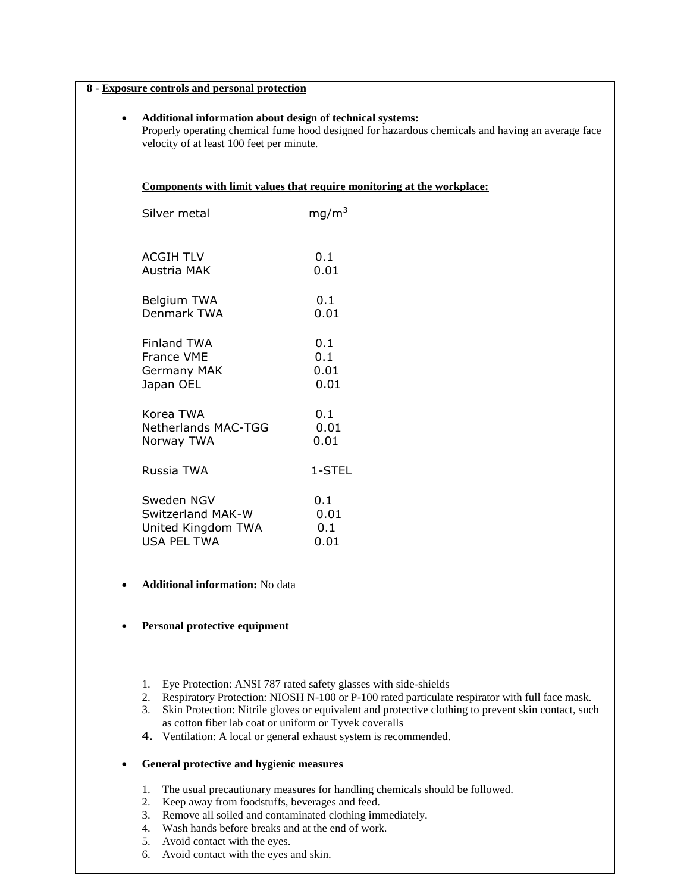**8 - Exposure controls and personal protection**

- **Additional information about design of technical systems:**
  Properly operating chemical fume hood designed for hazardous chemicals and having an average face velocity of at least 100 feet per minute.

**Components with limit values that require monitoring at the workplace:**

| Silver metal | $mg/m^3$ |
|---|---|
| ACGIH TLV | 0.1 |
| Austria MAK | 0.01 |
| Belgium TWA | 0.1 |
| Denmark TWA | 0.01 |
| Finland TWA | 0.1 |
| France VME | 0.1 |
| Germany MAK | 0.01 |
| Japan OEL | 0.01 |
| Korea TWA | 0.1 |
| Netherlands MAC-TGG | 0.01 |
| Norway TWA | 0.01 |
| Russia TWA | 1-STEL |
| Sweden NGV | 0.1 |
| Switzerland MAK-W | 0.01 |
| United Kingdom TWA | 0.1 |
| USA PEL TWA | 0.01 |

- **Additional information:** No data

- **Personal protective equipment**

  1. Eye Protection: ANSI 787 rated safety glasses with side-shields
  2. Respiratory Protection: NIOSH N-100 or P-100 rated particulate respirator with full face mask.
  3. Skin Protection: Nitrile gloves or equivalent and protective clothing to prevent skin contact, such as cotton fiber lab coat or uniform or Tyvek coveralls
  4. Ventilation: A local or general exhaust system is recommended.

- **General protective and hygienic measures**

  1. The usual precautionary measures for handling chemicals should be followed.
  2. Keep away from foodstuffs, beverages and feed.
  3. Remove all soiled and contaminated clothing immediately.
  4. Wash hands before breaks and at the end of work.
  5. Avoid contact with the eyes.
  6. Avoid contact with the eyes and skin.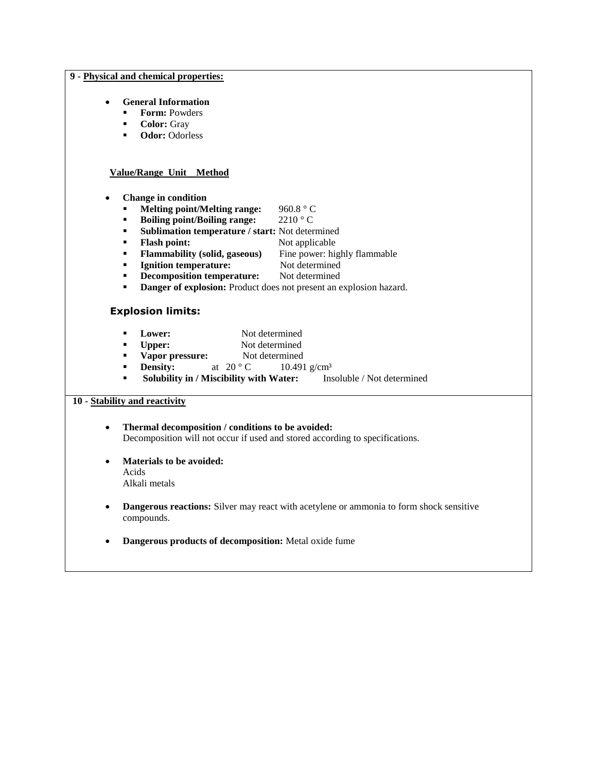## 9 - Physical and chemical properties:

- **General Information**
  - **Form:** Powders
  - **Color:** Gray
  - **Odor:** Odorless

**Value/Range Unit Method**

- **Change in condition**
  - **Melting point/Melting range:** 960.8 ° C
  - **Boiling point/Boiling range:** 2210 ° C
  - **Sublimation temperature / start:** Not determined
  - **Flash point:** Not applicable
  - **Flammability (solid, gaseous)** Fine power: highly flammable
  - **Ignition temperature:** Not determined
  - **Decomposition temperature:** Not determined
  - **Danger of explosion:** Product does not present an explosion hazard.

**Explosion limits:**

- **Lower:** Not determined
- **Upper:** Not determined
- **Vapor pressure:** Not determined
- **Density:** at 20 ° C 10.491 g/cm³
- **Solubility in / Miscibility with Water:** Insoluble / Not determined

## 10 - Stability and reactivity

- **Thermal decomposition / conditions to be avoided:**
  Decomposition will not occur if used and stored according to specifications.
- **Materials to be avoided:**
  Acids
  Alkali metals
- **Dangerous reactions:** Silver may react with acetylene or ammonia to form shock sensitive compounds.
- **Dangerous products of decomposition:** Metal oxide fume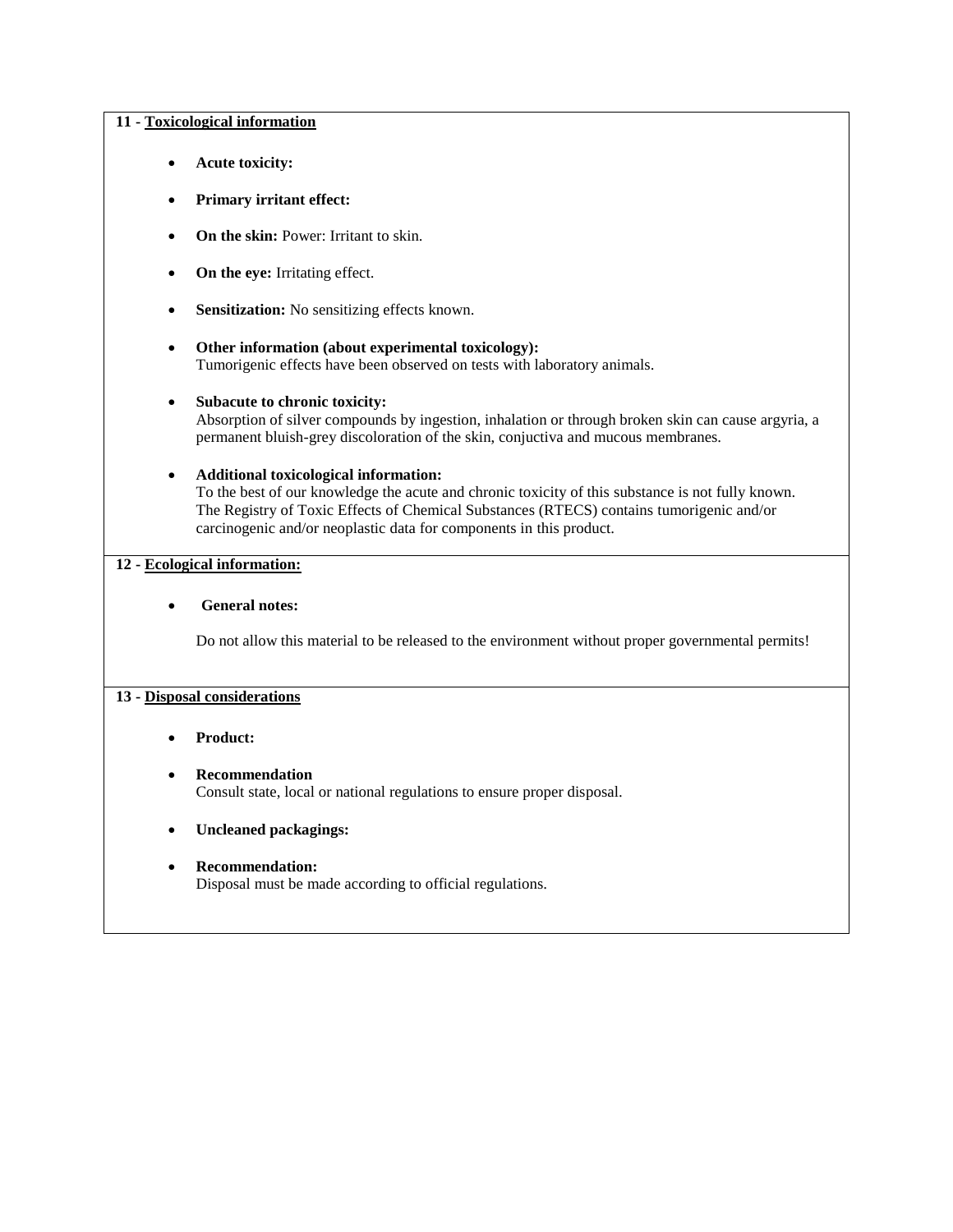## 11 - Toxicological information

- **Acute toxicity:**
- **Primary irritant effect:**
- **On the skin:** Power: Irritant to skin.
- **On the eye:** Irritating effect.
- **Sensitization:** No sensitizing effects known.
- **Other information (about experimental toxicology):**
  Tumorigenic effects have been observed on tests with laboratory animals.
- **Subacute to chronic toxicity:**
  Absorption of silver compounds by ingestion, inhalation or through broken skin can cause argyria, a permanent bluish-grey discoloration of the skin, conjuctiva and mucous membranes.
- **Additional toxicological information:**
  To the best of our knowledge the acute and chronic toxicity of this substance is not fully known. The Registry of Toxic Effects of Chemical Substances (RTECS) contains tumorigenic and/or carcinogenic and/or neoplastic data for components in this product.

## 12 - Ecological information:

- **General notes:**

  Do not allow this material to be released to the environment without proper governmental permits!

## 13 - Disposal considerations

- **Product:**
- **Recommendation**
  Consult state, local or national regulations to ensure proper disposal.
- **Uncleaned packagings:**
- **Recommendation:**
  Disposal must be made according to official regulations.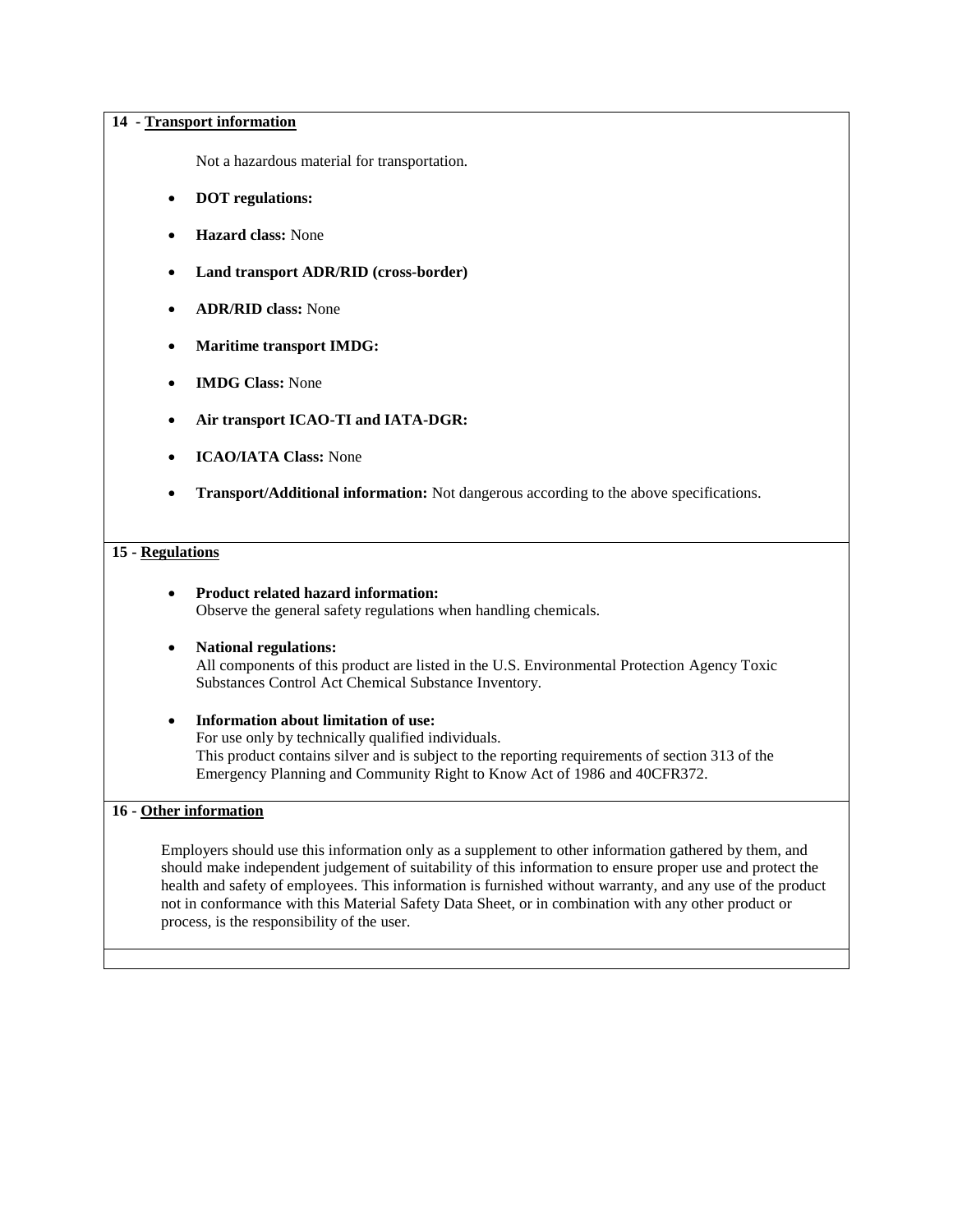## 14 - Transport information

Not a hazardous material for transportation.

- **DOT regulations:**
- **Hazard class:** None
- **Land transport ADR/RID (cross-border)**
- **ADR/RID class:** None
- **Maritime transport IMDG:**
- **IMDG Class:** None
- **Air transport ICAO-TI and IATA-DGR:**
- **ICAO/IATA Class:** None
- **Transport/Additional information:** Not dangerous according to the above specifications.

## 15 - Regulations

- **Product related hazard information:**
  Observe the general safety regulations when handling chemicals.

- **National regulations:**
  All components of this product are listed in the U.S. Environmental Protection Agency Toxic Substances Control Act Chemical Substance Inventory.

- **Information about limitation of use:**
  For use only by technically qualified individuals.
  This product contains silver and is subject to the reporting requirements of section 313 of the Emergency Planning and Community Right to Know Act of 1986 and 40CFR372.

## 16 - Other information

Employers should use this information only as a supplement to other information gathered by them, and should make independent judgement of suitability of this information to ensure proper use and protect the health and safety of employees. This information is furnished without warranty, and any use of the product not in conformance with this Material Safety Data Sheet, or in combination with any other product or process, is the responsibility of the user.